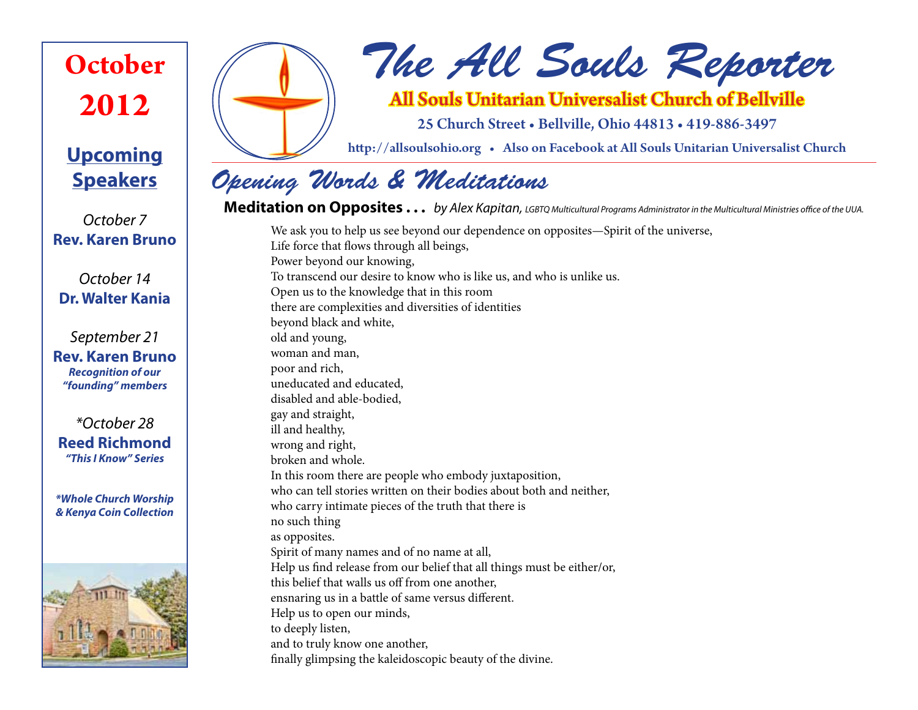# The All Souls Reporter

**All Souls Unitarian Universalist Church of Bellville**

25 Church Street • Bellville, Ohio 44813 • 419-886-3497

http://allsoulsohio.org • Also on Facebook at All Souls Unitarian Universalist Church

## October 2012

### Upcoming Speakers

*October 7*
**Rev. Karen Bruno**

*October 14*
**Dr. Walter Kania**

*September 21*
**Rev. Karen Bruno**
***Recognition of our "founding" members***

*\*October 28*
**Reed Richmond**
***"This I Know" Series***

***\*Whole Church Worship & Kenya Coin Collection***

## Opening Words & Meditations

**Meditation on Opposites . . .** *by Alex Kapitan, LGBTQ Multicultural Programs Administrator in the Multicultural Ministries office of the UUA.*

We ask you to help us see beyond our dependence on opposites—Spirit of the universe,
Life force that flows through all beings,
Power beyond our knowing,
To transcend our desire to know who is like us, and who is unlike us.
Open us to the knowledge that in this room
there are complexities and diversities of identities
beyond black and white,
old and young,
woman and man,
poor and rich,
uneducated and educated,
disabled and able-bodied,
gay and straight,
ill and healthy,
wrong and right,
broken and whole.
In this room there are people who embody juxtaposition,
who can tell stories written on their bodies about both and neither,
who carry intimate pieces of the truth that there is
no such thing
as opposites.
Spirit of many names and of no name at all,
Help us find release from our belief that all things must be either/or,
this belief that walls us off from one another,
ensnaring us in a battle of same versus different.
Help us to open our minds,
to deeply listen,
and to truly know one another,
finally glimpsing the kaleidoscopic beauty of the divine.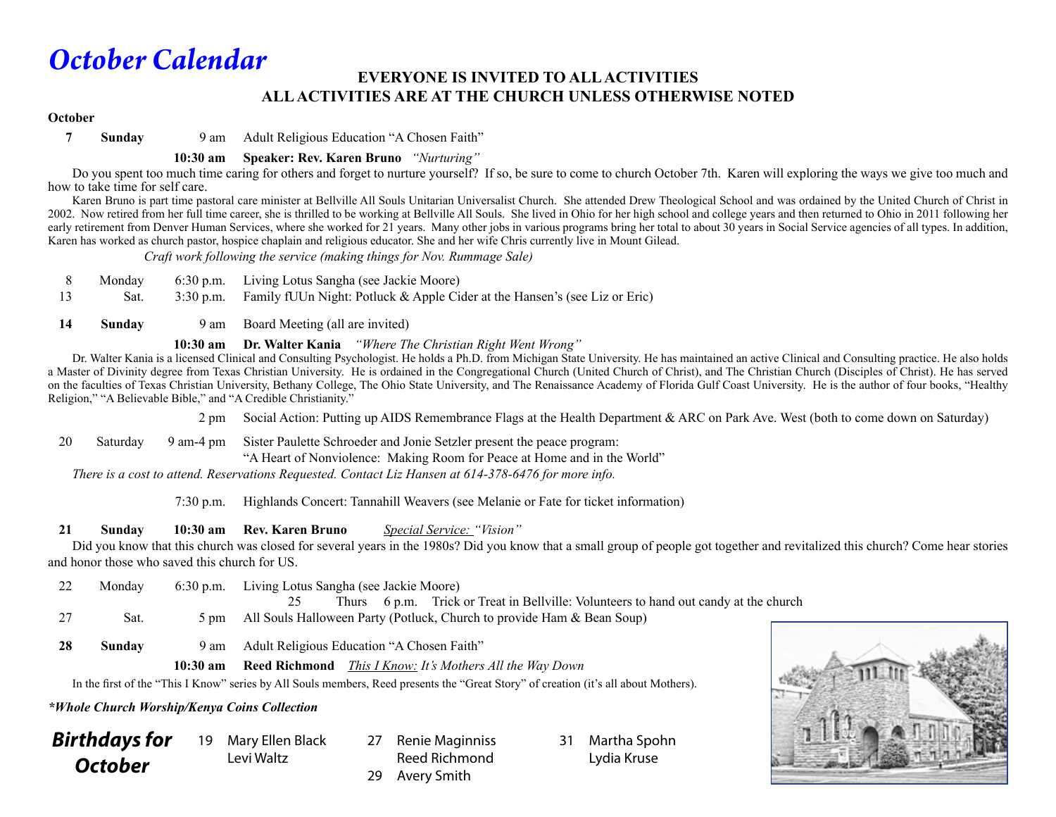# October Calendar

**EVERYONE IS INVITED TO ALL ACTIVITIES**
**ALL ACTIVITIES ARE AT THE CHURCH UNLESS OTHERWISE NOTED**

**October**

**7 Sunday** 9 am Adult Religious Education "A Chosen Faith"

**10:30 am Speaker: Rev. Karen Bruno** *"Nurturing"*

Do you spent too much time caring for others and forget to nurture yourself? If so, be sure to come to church October 7th. Karen will exploring the ways we give too much and how to take time for self care.

Karen Bruno is part time pastoral care minister at Bellville All Souls Unitarian Universalist Church. She attended Drew Theological School and was ordained by the United Church of Christ in 2002. Now retired from her full time career, she is thrilled to be working at Bellville All Souls. She lived in Ohio for her high school and college years and then returned to Ohio in 2011 following her early retirement from Denver Human Services, where she worked for 21 years. Many other jobs in various programs bring her total to about 30 years in Social Service agencies of all types. In addition, Karen has worked as church pastor, hospice chaplain and religious educator. She and her wife Chris currently live in Mount Gilead.

*Craft work following the service (making things for Nov. Rummage Sale)*

8 Monday 6:30 p.m. Living Lotus Sangha (see Jackie Moore)

13 Sat. 3:30 p.m. Family fUUn Night: Potluck & Apple Cider at the Hansen's (see Liz or Eric)

**14 Sunday** 9 am Board Meeting (all are invited)

**10:30 am Dr. Walter Kania** *"Where The Christian Right Went Wrong"*

Dr. Walter Kania is a licensed Clinical and Consulting Psychologist. He holds a Ph.D. from Michigan State University. He has maintained an active Clinical and Consulting practice. He also holds a Master of Divinity degree from Texas Christian University. He is ordained in the Congregational Church (United Church of Christ), and The Christian Church (Disciples of Christ). He has served on the faculties of Texas Christian University, Bethany College, The Ohio State University, and The Renaissance Academy of Florida Gulf Coast University. He is the author of four books, "Healthy Religion," "A Believable Bible," and "A Credible Christianity."

2 pm Social Action: Putting up AIDS Remembrance Flags at the Health Department & ARC on Park Ave. West (both to come down on Saturday)

20 Saturday 9 am-4 pm Sister Paulette Schroeder and Jonie Setzler present the peace program:
"A Heart of Nonviolence: Making Room for Peace at Home and in the World"

*There is a cost to attend. Reservations Requested. Contact Liz Hansen at 614-378-6476 for more info.*

7:30 p.m. Highlands Concert: Tannahill Weavers (see Melanie or Fate for ticket information)

**21 Sunday 10:30 am Rev. Karen Bruno** *Special Service: "Vision"*

Did you know that this church was closed for several years in the 1980s? Did you know that a small group of people got together and revitalized this church? Come hear stories and honor those who saved this church for US.

22 Monday 6:30 p.m. Living Lotus Sangha (see Jackie Moore)

25 Thurs 6 p.m. Trick or Treat in Bellville: Volunteers to hand out candy at the church

27 Sat. 5 pm All Souls Halloween Party (Potluck, Church to provide Ham & Bean Soup)

**28 Sunday** 9 am Adult Religious Education "A Chosen Faith"

**10:30 am Reed Richmond** *This I Know: It's Mothers All the Way Down*

In the first of the "This I Know" series by All Souls members, Reed presents the "Great Story" of creation (it's all about Mothers).

***Whole Church Worship/Kenya Coins Collection**

## Birthdays for October

19 Mary Ellen Black
Levi Waltz

27 Renie Maginniss
Reed Richmond

29 Avery Smith

31 Martha Spohn
Lydia Kruse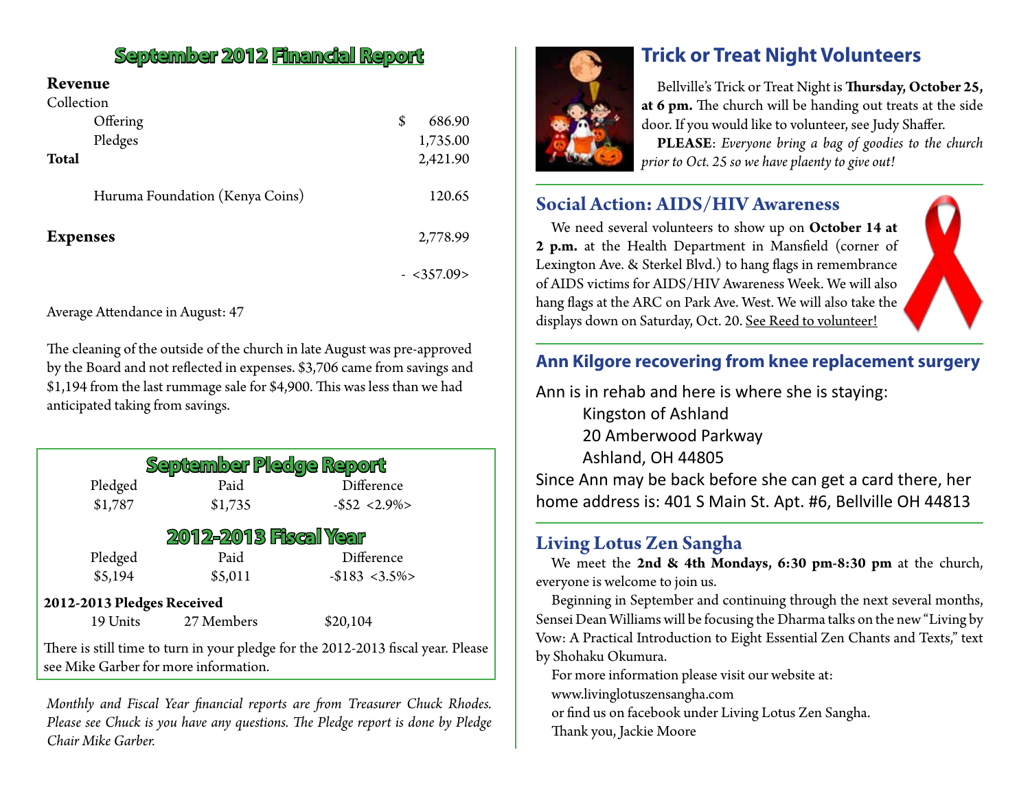## September 2012 Financial Report

| **Revenue** | |
|---|---|
| Collection | |
| Offering | $ 686.90 |
| Pledges | 1,735.00 |
| **Total** | 2,421.90 |
| Huruma Foundation (Kenya Coins) | 120.65 |
| **Expenses** | 2,778.99 |
| | - <357.09> |

Average Attendance in August: 47

The cleaning of the outside of the church in late August was pre-approved by the Board and not reflected in expenses. $3,706 came from savings and $1,194 from the last rummage sale for $4,900. This was less than we had anticipated taking from savings.

## September Pledge Report

| Pledged | Paid | Difference |
|---|---|---|
| $1,787 | $1,735 | -$52 <2.9%> |

## 2012-2013 Fiscal Year

| Pledged | Paid | Difference |
|---|---|---|
| $5,194 | $5,011 | -$183 <3.5%> |

**2012-2013 Pledges Received**

19 Units    27 Members    $20,104

There is still time to turn in your pledge for the 2012-2013 fiscal year. Please see Mike Garber for more information.

*Monthly and Fiscal Year financial reports are from Treasurer Chuck Rhodes. Please see Chuck is you have any questions. The Pledge report is done by Pledge Chair Mike Garber.*

## Trick or Treat Night Volunteers

Bellville's Trick or Treat Night is **Thursday, October 25, at 6 pm.** The church will be handing out treats at the side door. If you would like to volunteer, see Judy Shaffer.

**PLEASE**: *Everyone bring a bag of goodies to the church prior to Oct. 25 so we have plaenty to give out!*

## Social Action: AIDS/HIV Awareness

We need several volunteers to show up on **October 14 at 2 p.m.** at the Health Department in Mansfield (corner of Lexington Ave. & Sterkel Blvd.) to hang flags in remembrance of AIDS victims for AIDS/HIV Awareness Week. We will also hang flags at the ARC on Park Ave. West. We will also take the displays down on Saturday, Oct. 20. See Reed to volunteer!

## Ann Kilgore recovering from knee replacement surgery

Ann is in rehab and here is where she is staying:

Kingston of Ashland
20 Amberwood Parkway
Ashland, OH 44805

Since Ann may be back before she can get a card there, her home address is: 401 S Main St. Apt. #6, Bellville OH 44813

## Living Lotus Zen Sangha

We meet the **2nd & 4th Mondays, 6:30 pm-8:30 pm** at the church, everyone is welcome to join us.

Beginning in September and continuing through the next several months, Sensei Dean Williams will be focusing the Dharma talks on the new "Living by Vow: A Practical Introduction to Eight Essential Zen Chants and Texts," text by Shohaku Okumura.

For more information please visit our website at:
www.livinglotuszensangha.com
or find us on facebook under Living Lotus Zen Sangha.
Thank you, Jackie Moore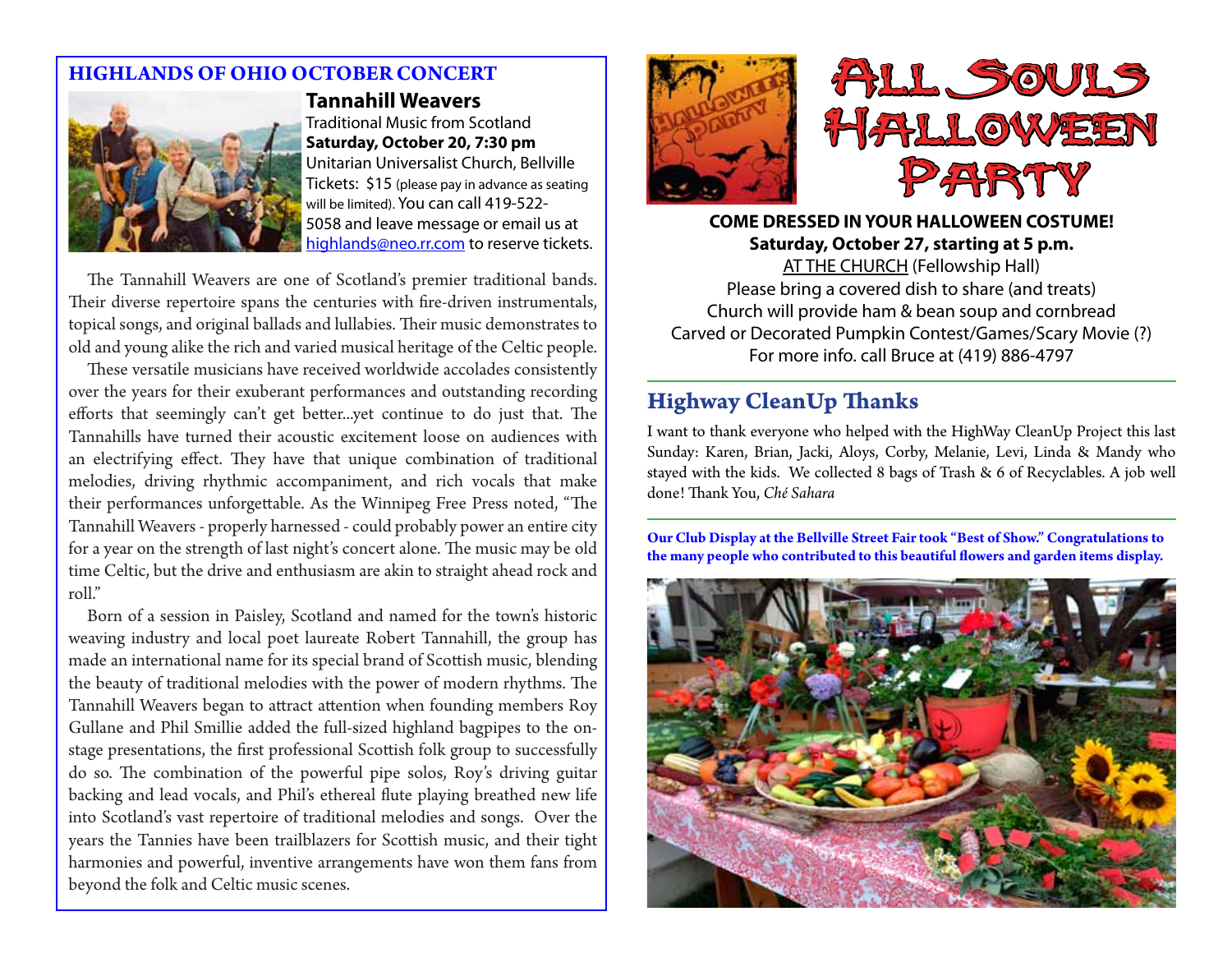## HIGHLANDS OF OHIO OCTOBER CONCERT

**Tannahill Weavers**
Traditional Music from Scotland
**Saturday, October 20, 7:30 pm**
Unitarian Universalist Church, Bellville
Tickets: $15 (please pay in advance as seating will be limited). You can call 419-522-5058 and leave message or email us at highlands@neo.rr.com to reserve tickets.

The Tannahill Weavers are one of Scotland's premier traditional bands. Their diverse repertoire spans the centuries with fire-driven instrumentals, topical songs, and original ballads and lullabies. Their music demonstrates to old and young alike the rich and varied musical heritage of the Celtic people.

These versatile musicians have received worldwide accolades consistently over the years for their exuberant performances and outstanding recording efforts that seemingly can't get better...yet continue to do just that. The Tannahills have turned their acoustic excitement loose on audiences with an electrifying effect. They have that unique combination of traditional melodies, driving rhythmic accompaniment, and rich vocals that make their performances unforgettable. As the Winnipeg Free Press noted, "The Tannahill Weavers - properly harnessed - could probably power an entire city for a year on the strength of last night's concert alone. The music may be old time Celtic, but the drive and enthusiasm are akin to straight ahead rock and roll."

Born of a session in Paisley, Scotland and named for the town's historic weaving industry and local poet laureate Robert Tannahill, the group has made an international name for its special brand of Scottish music, blending the beauty of traditional melodies with the power of modern rhythms. The Tannahill Weavers began to attract attention when founding members Roy Gullane and Phil Smillie added the full-sized highland bagpipes to the on-stage presentations, the first professional Scottish folk group to successfully do so. The combination of the powerful pipe solos, Roy's driving guitar backing and lead vocals, and Phil's ethereal flute playing breathed new life into Scotland's vast repertoire of traditional melodies and songs. Over the years the Tannies have been trailblazers for Scottish music, and their tight harmonies and powerful, inventive arrangements have won them fans from beyond the folk and Celtic music scenes.

## All Souls Halloween Party

**COME DRESSED IN YOUR HALLOWEEN COSTUME!**
**Saturday, October 27, starting at 5 p.m.**
AT THE CHURCH (Fellowship Hall)
Please bring a covered dish to share (and treats)
Church will provide ham & bean soup and cornbread
Carved or Decorated Pumpkin Contest/Games/Scary Movie (?)
For more info. call Bruce at (419) 886-4797

## Highway CleanUp Thanks

I want to thank everyone who helped with the HighWay CleanUp Project this last Sunday: Karen, Brian, Jacki, Aloys, Corby, Melanie, Levi, Linda & Mandy who stayed with the kids. We collected 8 bags of Trash & 6 of Recyclables. A job well done! Thank You, *Ché Sahara*

**Our Club Display at the Bellville Street Fair took "Best of Show." Congratulations to the many people who contributed to this beautiful flowers and garden items display.**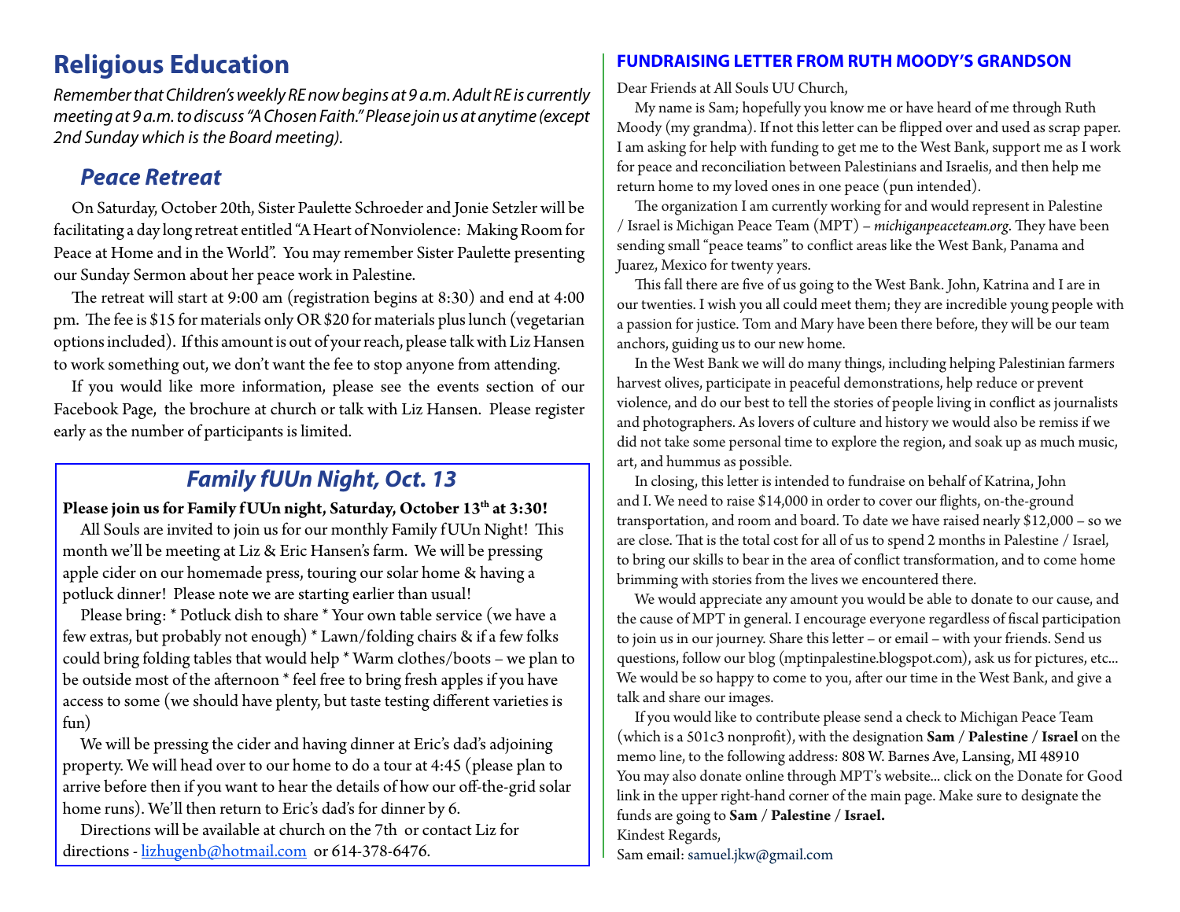## Religious Education

*Remember that Children's weekly RE now begins at 9 a.m. Adult RE is currently meeting at 9 a.m. to discuss "A Chosen Faith." Please join us at anytime (except 2nd Sunday which is the Board meeting).*

### *Peace Retreat*

On Saturday, October 20th, Sister Paulette Schroeder and Jonie Setzler will be facilitating a day long retreat entitled "A Heart of Nonviolence: Making Room for Peace at Home and in the World". You may remember Sister Paulette presenting our Sunday Sermon about her peace work in Palestine.

The retreat will start at 9:00 am (registration begins at 8:30) and end at 4:00 pm. The fee is $15 for materials only OR $20 for materials plus lunch (vegetarian options included). If this amount is out of your reach, please talk with Liz Hansen to work something out, we don't want the fee to stop anyone from attending.

If you would like more information, please see the events section of our Facebook Page, the brochure at church or talk with Liz Hansen. Please register early as the number of participants is limited.

### *Family fUUn Night, Oct. 13*

**Please join us for Family fUUn night, Saturday, October 13th at 3:30!**

All Souls are invited to join us for our monthly Family fUUn Night! This month we'll be meeting at Liz & Eric Hansen's farm. We will be pressing apple cider on our homemade press, touring our solar home & having a potluck dinner! Please note we are starting earlier than usual!

Please bring: * Potluck dish to share * Your own table service (we have a few extras, but probably not enough) * Lawn/folding chairs & if a few folks could bring folding tables that would help * Warm clothes/boots – we plan to be outside most of the afternoon * feel free to bring fresh apples if you have access to some (we should have plenty, but taste testing different varieties is fun)

We will be pressing the cider and having dinner at Eric's dad's adjoining property. We will head over to our home to do a tour at 4:45 (please plan to arrive before then if you want to hear the details of how our off-the-grid solar home runs). We'll then return to Eric's dad's for dinner by 6.

Directions will be available at church on the 7th or contact Liz for directions - lizhugenb@hotmail.com or 614-378-6476.

### FUNDRAISING LETTER FROM RUTH MOODY'S GRANDSON

Dear Friends at All Souls UU Church,

My name is Sam; hopefully you know me or have heard of me through Ruth Moody (my grandma). If not this letter can be flipped over and used as scrap paper. I am asking for help with funding to get me to the West Bank, support me as I work for peace and reconciliation between Palestinians and Israelis, and then help me return home to my loved ones in one peace (pun intended).

The organization I am currently working for and would represent in Palestine / Israel is Michigan Peace Team (MPT) – *michiganpeaceteam.org*. They have been sending small "peace teams" to conflict areas like the West Bank, Panama and Juarez, Mexico for twenty years.

This fall there are five of us going to the West Bank. John, Katrina and I are in our twenties. I wish you all could meet them; they are incredible young people with a passion for justice. Tom and Mary have been there before, they will be our team anchors, guiding us to our new home.

In the West Bank we will do many things, including helping Palestinian farmers harvest olives, participate in peaceful demonstrations, help reduce or prevent violence, and do our best to tell the stories of people living in conflict as journalists and photographers. As lovers of culture and history we would also be remiss if we did not take some personal time to explore the region, and soak up as much music, art, and hummus as possible.

In closing, this letter is intended to fundraise on behalf of Katrina, John and I. We need to raise $14,000 in order to cover our flights, on-the-ground transportation, and room and board. To date we have raised nearly $12,000 – so we are close. That is the total cost for all of us to spend 2 months in Palestine / Israel, to bring our skills to bear in the area of conflict transformation, and to come home brimming with stories from the lives we encountered there.

We would appreciate any amount you would be able to donate to our cause, and the cause of MPT in general. I encourage everyone regardless of fiscal participation to join us in our journey. Share this letter – or email – with your friends. Send us questions, follow our blog (mptinpalestine.blogspot.com), ask us for pictures, etc... We would be so happy to come to you, after our time in the West Bank, and give a talk and share our images.

If you would like to contribute please send a check to Michigan Peace Team (which is a 501c3 nonprofit), with the designation **Sam / Palestine / Israel** on the memo line, to the following address: 808 W. Barnes Ave, Lansing, MI 48910
You may also donate online through MPT's website... click on the Donate for Good link in the upper right-hand corner of the main page. Make sure to designate the funds are going to **Sam / Palestine / Israel.**

Kindest Regards,
Sam email: samuel.jkw@gmail.com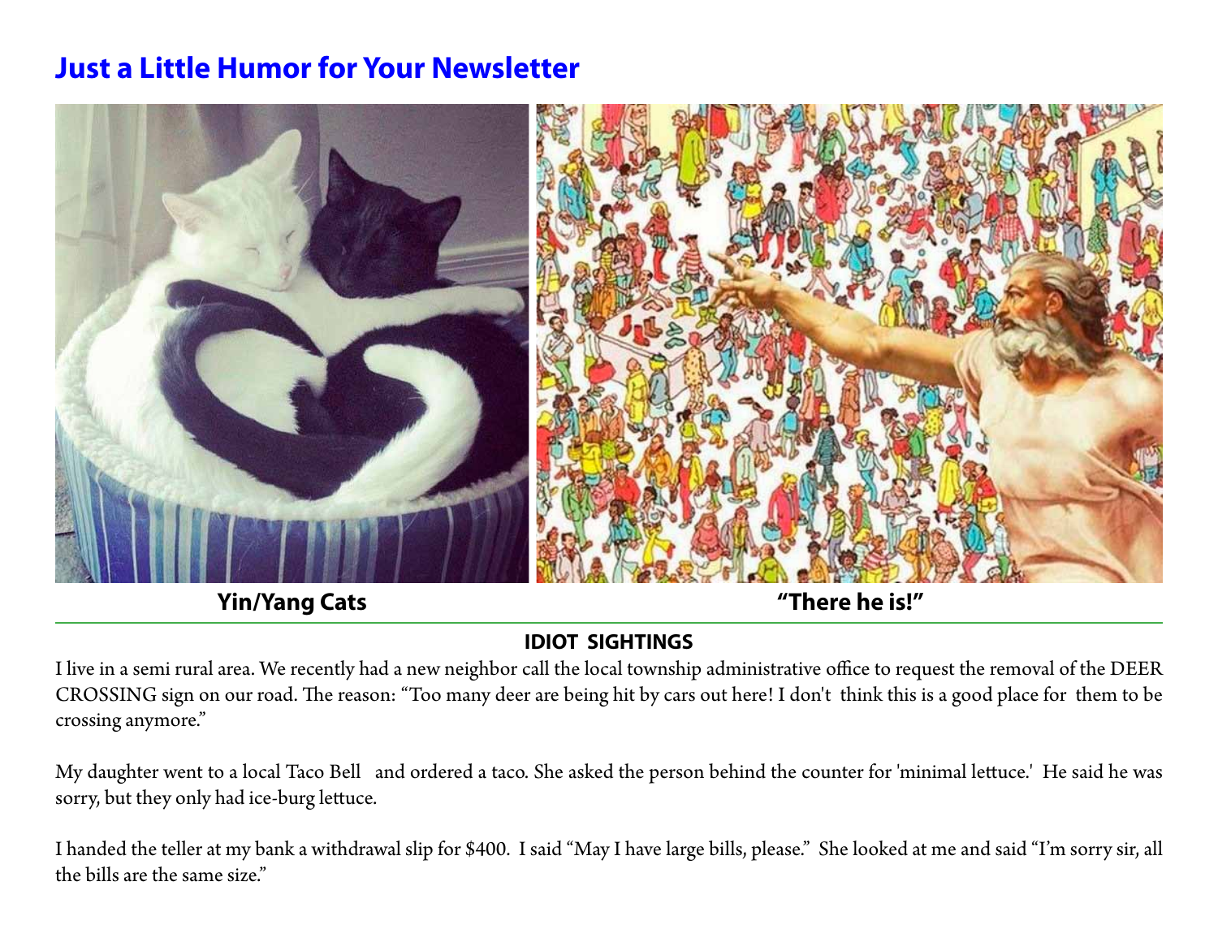# Just a Little Humor for Your Newsletter

**Yin/Yang Cats**

**"There he is!"**

---

**IDIOT SIGHTINGS**

I live in a semi rural area. We recently had a new neighbor call the local township administrative office to request the removal of the DEER CROSSING sign on our road. The reason: "Too many deer are being hit by cars out here! I don't think this is a good place for them to be crossing anymore."

My daughter went to a local Taco Bell and ordered a taco. She asked the person behind the counter for 'minimal lettuce.' He said he was sorry, but they only had ice-burg lettuce.

I handed the teller at my bank a withdrawal slip for $400. I said "May I have large bills, please." She looked at me and said "I'm sorry sir, all the bills are the same size."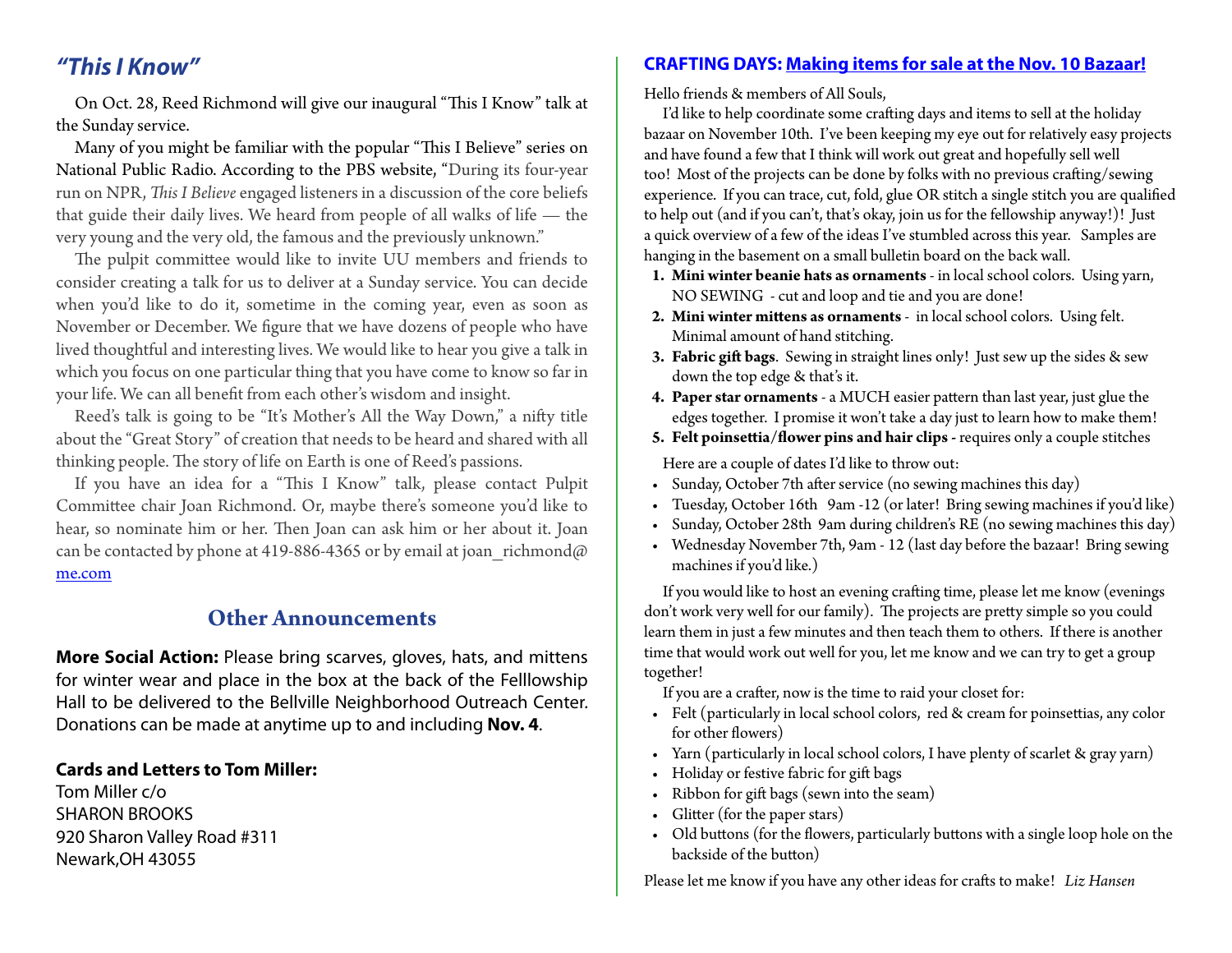## *"This I Know"*

On Oct. 28, Reed Richmond will give our inaugural "This I Know" talk at the Sunday service.

Many of you might be familiar with the popular "This I Believe" series on National Public Radio. According to the PBS website, "During its four-year run on NPR, *This I Believe* engaged listeners in a discussion of the core beliefs that guide their daily lives. We heard from people of all walks of life — the very young and the very old, the famous and the previously unknown."

The pulpit committee would like to invite UU members and friends to consider creating a talk for us to deliver at a Sunday service. You can decide when you'd like to do it, sometime in the coming year, even as soon as November or December. We figure that we have dozens of people who have lived thoughtful and interesting lives. We would like to hear you give a talk in which you focus on one particular thing that you have come to know so far in your life. We can all benefit from each other's wisdom and insight.

Reed's talk is going to be "It's Mother's All the Way Down," a nifty title about the "Great Story" of creation that needs to be heard and shared with all thinking people. The story of life on Earth is one of Reed's passions.

If you have an idea for a "This I Know" talk, please contact Pulpit Committee chair Joan Richmond. Or, maybe there's someone you'd like to hear, so nominate him or her. Then Joan can ask him or her about it. Joan can be contacted by phone at 419-886-4365 or by email at joan_richmond@me.com

## Other Announcements

**More Social Action:** Please bring scarves, gloves, hats, and mittens for winter wear and place in the box at the back of the Felllowship Hall to be delivered to the Bellville Neighborhood Outreach Center. Donations can be made at anytime up to and including **Nov. 4**.

**Cards and Letters to Tom Miller:**
Tom Miller c/o
SHARON BROOKS
920 Sharon Valley Road #311
Newark,OH 43055

## CRAFTING DAYS: Making items for sale at the Nov. 10 Bazaar!

Hello friends & members of All Souls,

I'd like to help coordinate some crafting days and items to sell at the holiday bazaar on November 10th. I've been keeping my eye out for relatively easy projects and have found a few that I think will work out great and hopefully sell well too! Most of the projects can be done by folks with no previous crafting/sewing experience. If you can trace, cut, fold, glue OR stitch a single stitch you are qualified to help out (and if you can't, that's okay, join us for the fellowship anyway!)! Just a quick overview of a few of the ideas I've stumbled across this year. Samples are hanging in the basement on a small bulletin board on the back wall.

1. **Mini winter beanie hats as ornaments** - in local school colors. Using yarn, NO SEWING - cut and loop and tie and you are done!
2. **Mini winter mittens as ornaments** - in local school colors. Using felt. Minimal amount of hand stitching.
3. **Fabric gift bags**. Sewing in straight lines only! Just sew up the sides & sew down the top edge & that's it.
4. **Paper star ornaments** - a MUCH easier pattern than last year, just glue the edges together. I promise it won't take a day just to learn how to make them!
5. **Felt poinsettia/flower pins and hair clips** - requires only a couple stitches

Here are a couple of dates I'd like to throw out:

- Sunday, October 7th after service (no sewing machines this day)
- Tuesday, October 16th 9am -12 (or later! Bring sewing machines if you'd like)
- Sunday, October 28th 9am during children's RE (no sewing machines this day)
- Wednesday November 7th, 9am - 12 (last day before the bazaar! Bring sewing machines if you'd like.)

If you would like to host an evening crafting time, please let me know (evenings don't work very well for our family). The projects are pretty simple so you could learn them in just a few minutes and then teach them to others. If there is another time that would work out well for you, let me know and we can try to get a group together!

If you are a crafter, now is the time to raid your closet for:

- Felt (particularly in local school colors, red & cream for poinsettias, any color for other flowers)
- Yarn (particularly in local school colors, I have plenty of scarlet & gray yarn)
- Holiday or festive fabric for gift bags
- Ribbon for gift bags (sewn into the seam)
- Glitter (for the paper stars)
- Old buttons (for the flowers, particularly buttons with a single loop hole on the backside of the button)

Please let me know if you have any other ideas for crafts to make! *Liz Hansen*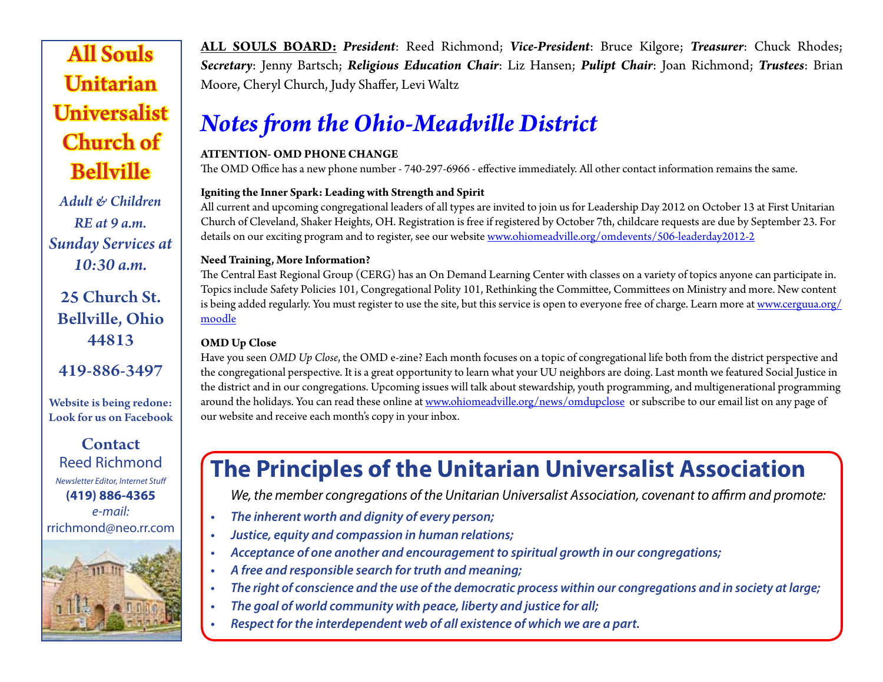# All Souls Unitarian Universalist Church of Bellville

*Adult & Children RE at 9 a.m.*
*Sunday Services at 10:30 a.m.*

25 Church St.
Bellville, Ohio
44813

419-886-3497

Website is being redone: Look for us on Facebook

**Contact**
Reed Richmond
*Newsletter Editor, Internet Stuff*
**(419) 886-4365**
*e-mail:*
rrichmond@neo.rr.com

**ALL SOULS BOARD:** ***President***: Reed Richmond; ***Vice-President***: Bruce Kilgore; ***Treasurer***: Chuck Rhodes; ***Secretary***: Jenny Bartsch; ***Religious Education Chair***: Liz Hansen; ***Pulipt Chair***: Joan Richmond; ***Trustees***: Brian Moore, Cheryl Church, Judy Shaffer, Levi Waltz

## *Notes from the Ohio-Meadville District*

**ATTENTION- OMD PHONE CHANGE**

The OMD Office has a new phone number - 740-297-6966 - effective immediately. All other contact information remains the same.

**Igniting the Inner Spark: Leading with Strength and Spirit**

All current and upcoming congregational leaders of all types are invited to join us for Leadership Day 2012 on October 13 at First Unitarian Church of Cleveland, Shaker Heights, OH. Registration is free if registered by October 7th, childcare requests are due by September 23. For details on our exciting program and to register, see our website www.ohiomeadville.org/omdevents/506-leaderday2012-2

**Need Training, More Information?**

The Central East Regional Group (CERG) has an On Demand Learning Center with classes on a variety of topics anyone can participate in. Topics include Safety Policies 101, Congregational Polity 101, Rethinking the Committee, Committees on Ministry and more. New content is being added regularly. You must register to use the site, but this service is open to everyone free of charge. Learn more at www.cerguua.org/moodle

**OMD Up Close**

Have you seen *OMD Up Close*, the OMD e-zine? Each month focuses on a topic of congregational life both from the district perspective and the congregational perspective. It is a great opportunity to learn what your UU neighbors are doing. Last month we featured Social Justice in the district and in our congregations. Upcoming issues will talk about stewardship, youth programming, and multigenerational programming around the holidays. You can read these online at www.ohiomeadville.org/news/omdupclose or subscribe to our email list on any page of our website and receive each month's copy in your inbox.

## The Principles of the Unitarian Universalist Association

*We, the member congregations of the Unitarian Universalist Association, covenant to affirm and promote:*

- ***The inherent worth and dignity of every person;***
- ***Justice, equity and compassion in human relations;***
- ***Acceptance of one another and encouragement to spiritual growth in our congregations;***
- ***A free and responsible search for truth and meaning;***
- ***The right of conscience and the use of the democratic process within our congregations and in society at large;***
- ***The goal of world community with peace, liberty and justice for all;***
- ***Respect for the interdependent web of all existence of which we are a part.***